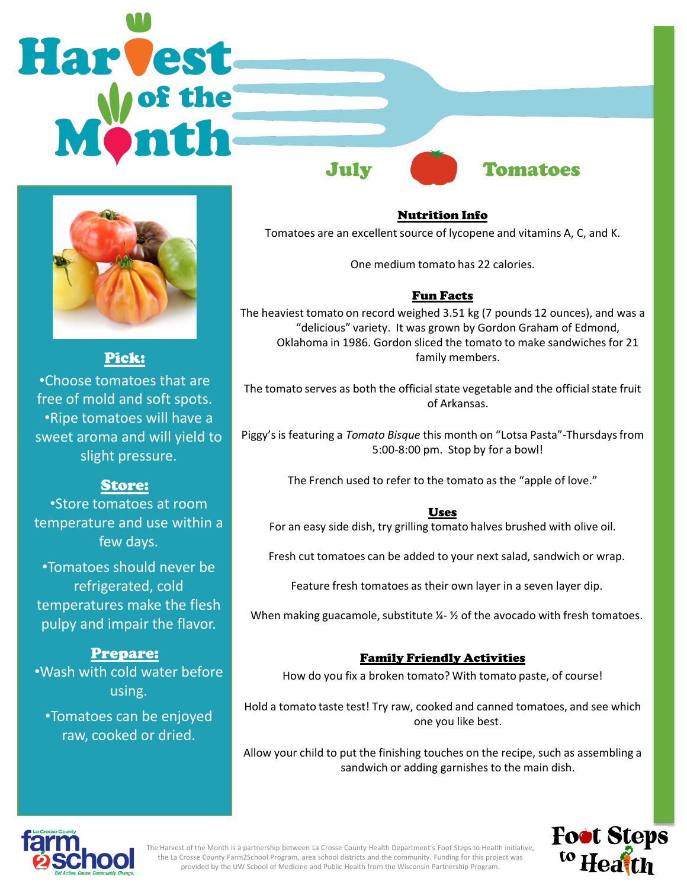# Harvest of the Month

## July — Tomatoes

### Pick:

- Choose tomatoes that are free of mold and soft spots.
- Ripe tomatoes will have a sweet aroma and will yield to slight pressure.

### Store:

- Store tomatoes at room temperature and use within a few days.
- Tomatoes should never be refrigerated, cold temperatures make the flesh pulpy and impair the flavor.

### Prepare:

- Wash with cold water before using.
- Tomatoes can be enjoyed raw, cooked or dried.

### Nutrition Info

Tomatoes are an excellent source of lycopene and vitamins A, C, and K.

One medium tomato has 22 calories.

### Fun Facts

The heaviest tomato on record weighed 3.51 kg (7 pounds 12 ounces), and was a "delicious" variety. It was grown by Gordon Graham of Edmond, Oklahoma in 1986. Gordon sliced the tomato to make sandwiches for 21 family members.

The tomato serves as both the official state vegetable and the official state fruit of Arkansas.

Piggy's is featuring a *Tomato Bisque* this month on "Lotsa Pasta"-Thursdays from 5:00-8:00 pm. Stop by for a bowl!

The French used to refer to the tomato as the "apple of love."

### Uses

For an easy side dish, try grilling tomato halves brushed with olive oil.

Fresh cut tomatoes can be added to your next salad, sandwich or wrap.

Feature fresh tomatoes as their own layer in a seven layer dip.

When making guacamole, substitute ¼- ½ of the avocado with fresh tomatoes.

### Family Friendly Activities

How do you fix a broken tomato? With tomato paste, of course!

Hold a tomato taste test! Try raw, cooked and canned tomatoes, and see which one you like best.

Allow your child to put the finishing touches on the recipe, such as assembling a sandwich or adding garnishes to the main dish.

La Crosse County farm2school — Get Active. Cause. Community. Change.

The Harvest of the Month is a partnership between La Crosse County Health Department's Foot Steps to Health initiative, the La Crosse County Farm2School Program, area school districts and the community. Funding for this project was provided by the UW School of Medicine and Public Health from the Wisconsin Partnership Program.

Foot Steps to Health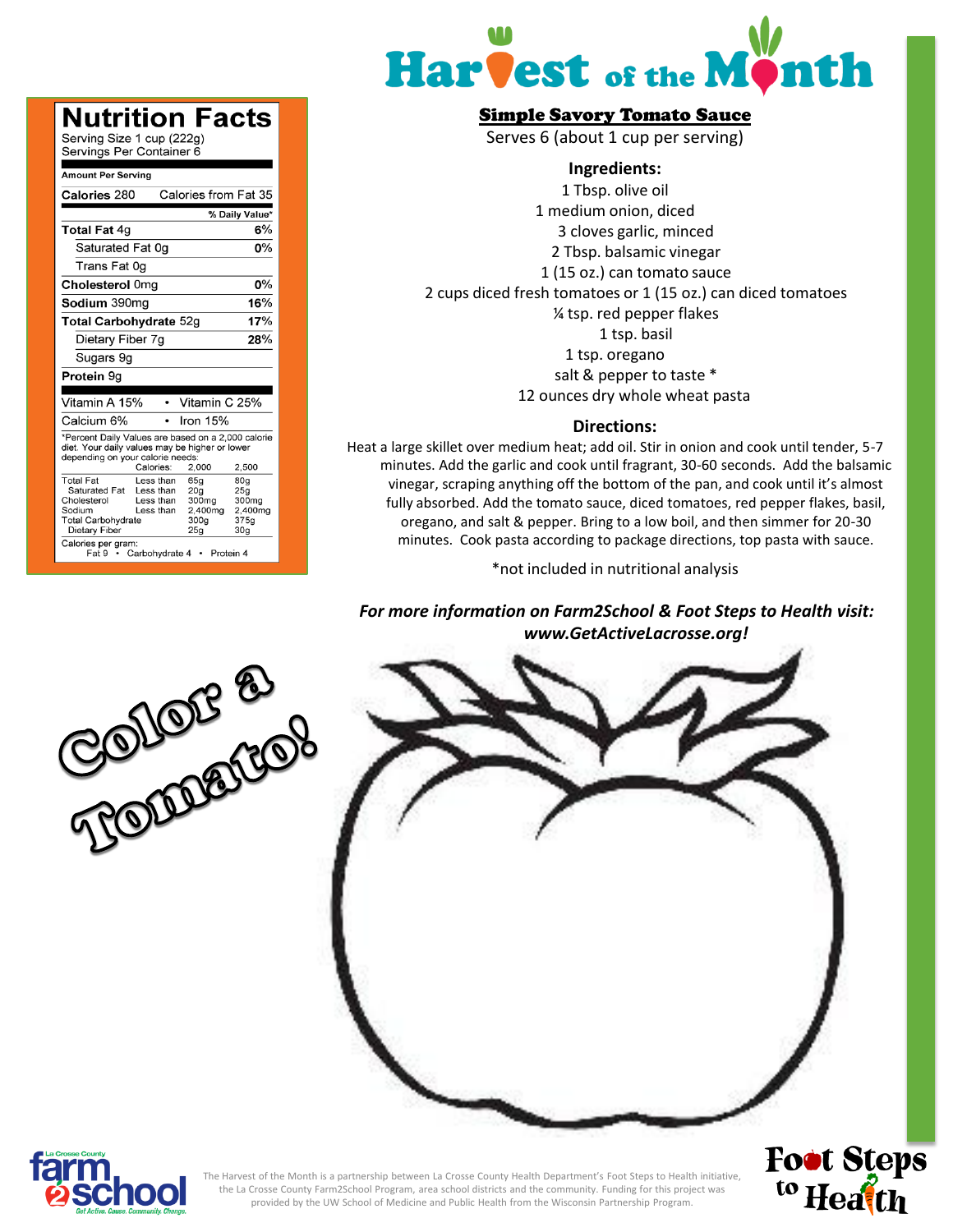# Harvest of the Month

## Nutrition Facts

Serving Size 1 cup (222g)
Servings Per Container 6

**Amount Per Serving**

| | |
|---|---|
| **Calories** 280 | Calories from Fat 35 |
| | **% Daily Value*** |
| **Total Fat** 4g | **6%** |
| Saturated Fat 0g | **0%** |
| Trans Fat 0g | |
| **Cholesterol** 0mg | **0%** |
| **Sodium** 390mg | **16%** |
| **Total Carbohydrate** 52g | **17%** |
| Dietary Fiber 7g | **28%** |
| Sugars 9g | |
| **Protein** 9g | |

| | |
|---|---|
| Vitamin A 15% | Vitamin C 25% |
| Calcium 6% | Iron 15% |

*Percent Daily Values are based on a 2,000 calorie diet. Your daily values may be higher or lower depending on your calorie needs:

| | | Calories: 2,000 | 2,500 |
|---|---|---|---|
| Total Fat | Less than | 65g | 80g |
| Saturated Fat | Less than | 20g | 25g |
| Cholesterol | Less than | 300mg | 300mg |
| Sodium | Less than | 2,400mg | 2,400mg |
| Total Carbohydrate | | 300g | 375g |
| Dietary Fiber | | 25g | 30g |

Calories per gram:
Fat 9 • Carbohydrate 4 • Protein 4

## Simple Savory Tomato Sauce

Serves 6 (about 1 cup per serving)

### Ingredients:

- 1 Tbsp. olive oil
- 1 medium onion, diced
- 3 cloves garlic, minced
- 2 Tbsp. balsamic vinegar
- 1 (15 oz.) can tomato sauce
- 2 cups diced fresh tomatoes or 1 (15 oz.) can diced tomatoes
- ¼ tsp. red pepper flakes
- 1 tsp. basil
- 1 tsp. oregano
- salt & pepper to taste *
- 12 ounces dry whole wheat pasta

### Directions:

Heat a large skillet over medium heat; add oil. Stir in onion and cook until tender, 5-7 minutes. Add the garlic and cook until fragrant, 30-60 seconds. Add the balsamic vinegar, scraping anything off the bottom of the pan, and cook until it's almost fully absorbed. Add the tomato sauce, diced tomatoes, red pepper flakes, basil, oregano, and salt & pepper. Bring to a low boil, and then simmer for 20-30 minutes. Cook pasta according to package directions, top pasta with sauce.

*not included in nutritional analysis

***For more information on Farm2School & Foot Steps to Health visit: www.GetActiveLacrosse.org!***

## Color a Tomato!

La Crosse County farm 2 school — Get Active. Cause. Community. Change.

The Harvest of the Month is a partnership between La Crosse County Health Department's Foot Steps to Health initiative, the La Crosse County Farm2School Program, area school districts and the community. Funding for this project was provided by the UW School of Medicine and Public Health from the Wisconsin Partnership Program.

Foot Steps to Health